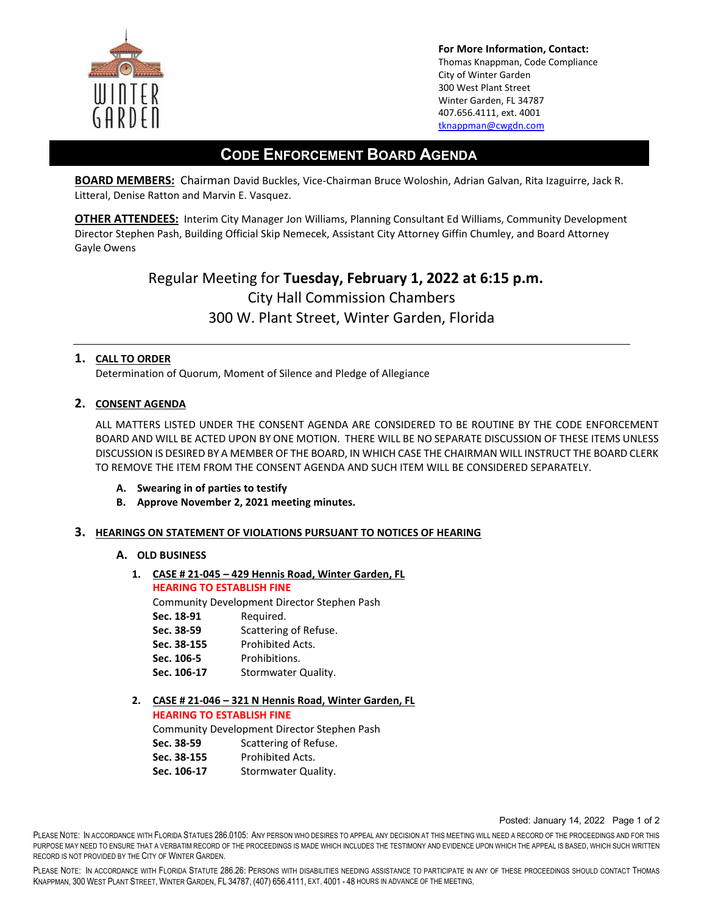**For More Information, Contact:**
Thomas Knappman, Code Compliance
City of Winter Garden
300 West Plant Street
Winter Garden, FL 34787
407.656.4111, ext. 4001
tknappman@cwgdn.com

# CODE ENFORCEMENT BOARD AGENDA

**BOARD MEMBERS:** Chairman David Buckles, Vice-Chairman Bruce Woloshin, Adrian Galvan, Rita Izaguirre, Jack R. Litteral, Denise Ratton and Marvin E. Vasquez.

**OTHER ATTENDEES:** Interim City Manager Jon Williams, Planning Consultant Ed Williams, Community Development Director Stephen Pash, Building Official Skip Nemecek, Assistant City Attorney Giffin Chumley, and Board Attorney Gayle Owens

Regular Meeting for **Tuesday, February 1, 2022 at 6:15 p.m.**
City Hall Commission Chambers
300 W. Plant Street, Winter Garden, Florida

---

## 1. CALL TO ORDER

Determination of Quorum, Moment of Silence and Pledge of Allegiance

## 2. CONSENT AGENDA

ALL MATTERS LISTED UNDER THE CONSENT AGENDA ARE CONSIDERED TO BE ROUTINE BY THE CODE ENFORCEMENT BOARD AND WILL BE ACTED UPON BY ONE MOTION. THERE WILL BE NO SEPARATE DISCUSSION OF THESE ITEMS UNLESS DISCUSSION IS DESIRED BY A MEMBER OF THE BOARD, IN WHICH CASE THE CHAIRMAN WILL INSTRUCT THE BOARD CLERK TO REMOVE THE ITEM FROM THE CONSENT AGENDA AND SUCH ITEM WILL BE CONSIDERED SEPARATELY.

**A. Swearing in of parties to testify**
**B. Approve November 2, 2021 meeting minutes.**

## 3. HEARINGS ON STATEMENT OF VIOLATIONS PURSUANT TO NOTICES OF HEARING

### A. OLD BUSINESS

1. **CASE # 21-045 – 429 Hennis Road, Winter Garden, FL**
   **HEARING TO ESTABLISH FINE**
   Community Development Director Stephen Pash
   **Sec. 18-91** Required.
   **Sec. 38-59** Scattering of Refuse.
   **Sec. 38-155** Prohibited Acts.
   **Sec. 106-5** Prohibitions.
   **Sec. 106-17** Stormwater Quality.

2. **CASE # 21-046 – 321 N Hennis Road, Winter Garden, FL**
   **HEARING TO ESTABLISH FINE**
   Community Development Director Stephen Pash
   **Sec. 38-59** Scattering of Refuse.
   **Sec. 38-155** Prohibited Acts.
   **Sec. 106-17** Stormwater Quality.

Posted: January 14, 2022

PLEASE NOTE: IN ACCORDANCE WITH FLORIDA STATUES 286.0105: ANY PERSON WHO DESIRES TO APPEAL ANY DECISION AT THIS MEETING WILL NEED A RECORD OF THE PROCEEDINGS AND FOR THIS PURPOSE MAY NEED TO ENSURE THAT A VERBATIM RECORD OF THE PROCEEDINGS IS MADE WHICH INCLUDES THE TESTIMONY AND EVIDENCE UPON WHICH THE APPEAL IS BASED, WHICH SUCH WRITTEN RECORD IS NOT PROVIDED BY THE CITY OF WINTER GARDEN.

PLEASE NOTE: IN ACCORDANCE WITH FLORIDA STATUTE 286.26: PERSONS WITH DISABILITIES NEEDING ASSISTANCE TO PARTICIPATE IN ANY OF THESE PROCEEDINGS SHOULD CONTACT THOMAS KNAPPMAN, 300 WEST PLANT STREET, WINTER GARDEN, FL 34787, (407) 656.4111, EXT. 4001 - 48 HOURS IN ADVANCE OF THE MEETING.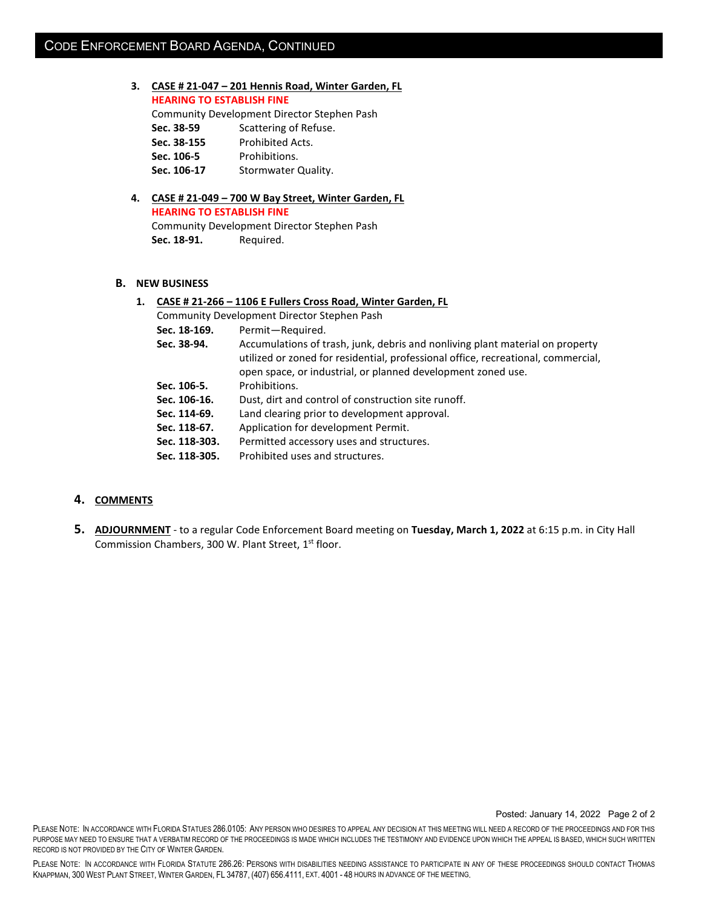**3. CASE # 21-047 – 201 Hennis Road, Winter Garden, FL**

**HEARING TO ESTABLISH FINE**

Community Development Director Stephen Pash

| | |
|---|---|
| **Sec. 38-59** | Scattering of Refuse. |
| **Sec. 38-155** | Prohibited Acts. |
| **Sec. 106-5** | Prohibitions. |
| **Sec. 106-17** | Stormwater Quality. |

**4. CASE # 21-049 – 700 W Bay Street, Winter Garden, FL**

**HEARING TO ESTABLISH FINE**

Community Development Director Stephen Pash

| | |
|---|---|
| **Sec. 18-91.** | Required. |

## B. NEW BUSINESS

**1. CASE # 21-266 – 1106 E Fullers Cross Road, Winter Garden, FL**

Community Development Director Stephen Pash

| | |
|---|---|
| **Sec. 18-169.** | Permit—Required. |
| **Sec. 38-94.** | Accumulations of trash, junk, debris and nonliving plant material on property utilized or zoned for residential, professional office, recreational, commercial, open space, or industrial, or planned development zoned use. |
| **Sec. 106-5.** | Prohibitions. |
| **Sec. 106-16.** | Dust, dirt and control of construction site runoff. |
| **Sec. 114-69.** | Land clearing prior to development approval. |
| **Sec. 118-67.** | Application for development Permit. |
| **Sec. 118-303.** | Permitted accessory uses and structures. |
| **Sec. 118-305.** | Prohibited uses and structures. |

## 4. COMMENTS

## 5. ADJOURNMENT

**ADJOURNMENT** - to a regular Code Enforcement Board meeting on **Tuesday, March 1, 2022** at 6:15 p.m. in City Hall Commission Chambers, 300 W. Plant Street, 1st floor.

Posted: January 14, 2022

PLEASE NOTE: IN ACCORDANCE WITH FLORIDA STATUES 286.0105: ANY PERSON WHO DESIRES TO APPEAL ANY DECISION AT THIS MEETING WILL NEED A RECORD OF THE PROCEEDINGS AND FOR THIS PURPOSE MAY NEED TO ENSURE THAT A VERBATIM RECORD OF THE PROCEEDINGS IS MADE WHICH INCLUDES THE TESTIMONY AND EVIDENCE UPON WHICH THE APPEAL IS BASED, WHICH SUCH WRITTEN RECORD IS NOT PROVIDED BY THE CITY OF WINTER GARDEN.

PLEASE NOTE: IN ACCORDANCE WITH FLORIDA STATUTE 286.26: PERSONS WITH DISABILITIES NEEDING ASSISTANCE TO PARTICIPATE IN ANY OF THESE PROCEEDINGS SHOULD CONTACT THOMAS KNAPPMAN, 300 WEST PLANT STREET, WINTER GARDEN, FL 34787, (407) 656.4111, EXT. 4001 - 48 HOURS IN ADVANCE OF THE MEETING.